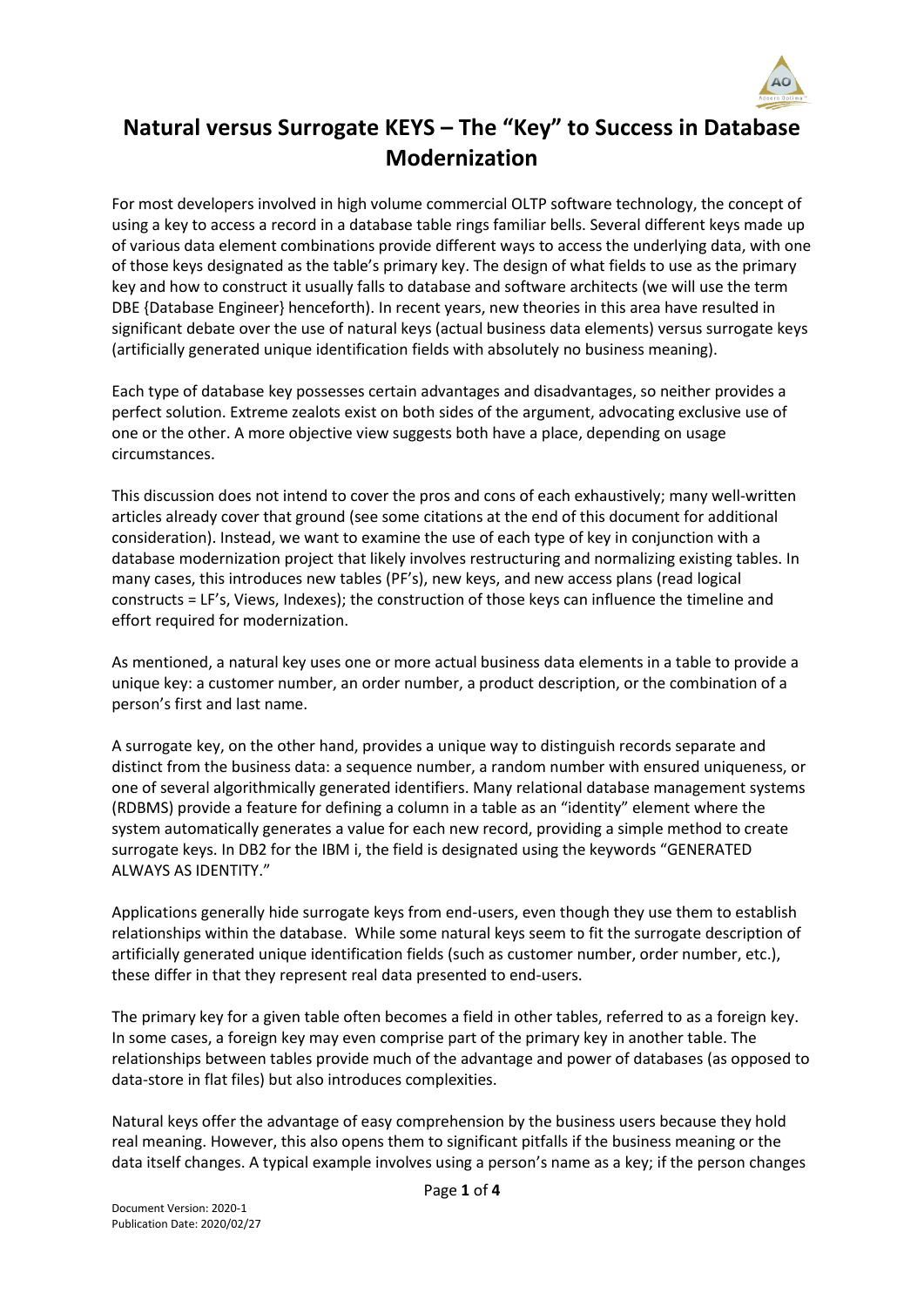# Natural versus Surrogate KEYS – The "Key" to Success in Database Modernization

For most developers involved in high volume commercial OLTP software technology, the concept of using a key to access a record in a database table rings familiar bells. Several different keys made up of various data element combinations provide different ways to access the underlying data, with one of those keys designated as the table's primary key. The design of what fields to use as the primary key and how to construct it usually falls to database and software architects (we will use the term DBE {Database Engineer} henceforth). In recent years, new theories in this area have resulted in significant debate over the use of natural keys (actual business data elements) versus surrogate keys (artificially generated unique identification fields with absolutely no business meaning).

Each type of database key possesses certain advantages and disadvantages, so neither provides a perfect solution. Extreme zealots exist on both sides of the argument, advocating exclusive use of one or the other. A more objective view suggests both have a place, depending on usage circumstances.

This discussion does not intend to cover the pros and cons of each exhaustively; many well-written articles already cover that ground (see some citations at the end of this document for additional consideration). Instead, we want to examine the use of each type of key in conjunction with a database modernization project that likely involves restructuring and normalizing existing tables. In many cases, this introduces new tables (PF's), new keys, and new access plans (read logical constructs = LF's, Views, Indexes); the construction of those keys can influence the timeline and effort required for modernization.

As mentioned, a natural key uses one or more actual business data elements in a table to provide a unique key: a customer number, an order number, a product description, or the combination of a person's first and last name.

A surrogate key, on the other hand, provides a unique way to distinguish records separate and distinct from the business data: a sequence number, a random number with ensured uniqueness, or one of several algorithmically generated identifiers. Many relational database management systems (RDBMS) provide a feature for defining a column in a table as an "identity" element where the system automatically generates a value for each new record, providing a simple method to create surrogate keys. In DB2 for the IBM i, the field is designated using the keywords "GENERATED ALWAYS AS IDENTITY."

Applications generally hide surrogate keys from end-users, even though they use them to establish relationships within the database. While some natural keys seem to fit the surrogate description of artificially generated unique identification fields (such as customer number, order number, etc.), these differ in that they represent real data presented to end-users.

The primary key for a given table often becomes a field in other tables, referred to as a foreign key. In some cases, a foreign key may even comprise part of the primary key in another table. The relationships between tables provide much of the advantage and power of databases (as opposed to data-store in flat files) but also introduces complexities.

Natural keys offer the advantage of easy comprehension by the business users because they hold real meaning. However, this also opens them to significant pitfalls if the business meaning or the data itself changes. A typical example involves using a person's name as a key; if the person changes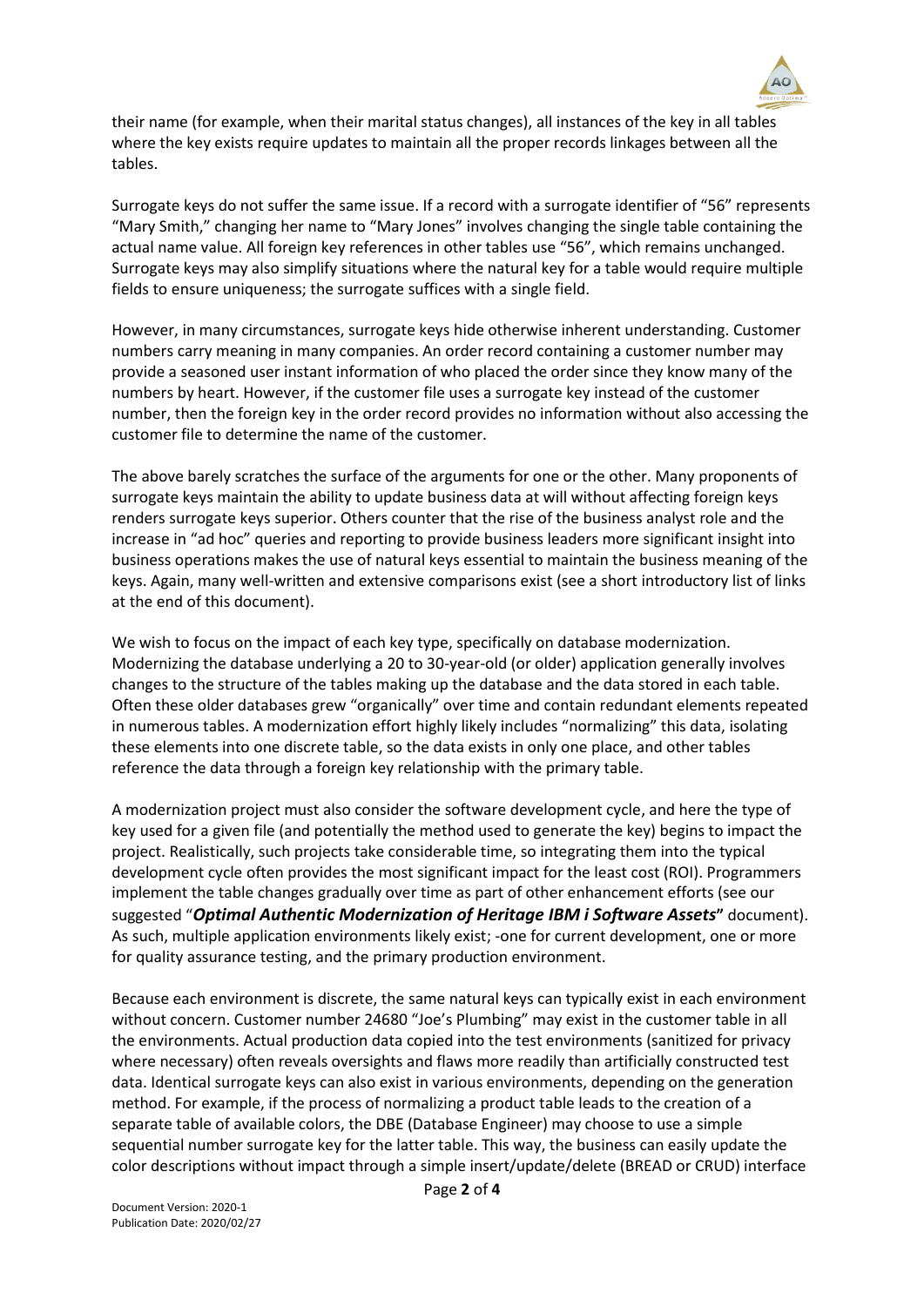their name (for example, when their marital status changes), all instances of the key in all tables where the key exists require updates to maintain all the proper records linkages between all the tables.

Surrogate keys do not suffer the same issue. If a record with a surrogate identifier of "56" represents "Mary Smith," changing her name to "Mary Jones" involves changing the single table containing the actual name value. All foreign key references in other tables use "56", which remains unchanged. Surrogate keys may also simplify situations where the natural key for a table would require multiple fields to ensure uniqueness; the surrogate suffices with a single field.

However, in many circumstances, surrogate keys hide otherwise inherent understanding. Customer numbers carry meaning in many companies. An order record containing a customer number may provide a seasoned user instant information of who placed the order since they know many of the numbers by heart. However, if the customer file uses a surrogate key instead of the customer number, then the foreign key in the order record provides no information without also accessing the customer file to determine the name of the customer.

The above barely scratches the surface of the arguments for one or the other. Many proponents of surrogate keys maintain the ability to update business data at will without affecting foreign keys renders surrogate keys superior. Others counter that the rise of the business analyst role and the increase in "ad hoc" queries and reporting to provide business leaders more significant insight into business operations makes the use of natural keys essential to maintain the business meaning of the keys. Again, many well-written and extensive comparisons exist (see a short introductory list of links at the end of this document).

We wish to focus on the impact of each key type, specifically on database modernization. Modernizing the database underlying a 20 to 30-year-old (or older) application generally involves changes to the structure of the tables making up the database and the data stored in each table. Often these older databases grew "organically" over time and contain redundant elements repeated in numerous tables. A modernization effort highly likely includes "normalizing" this data, isolating these elements into one discrete table, so the data exists in only one place, and other tables reference the data through a foreign key relationship with the primary table.

A modernization project must also consider the software development cycle, and here the type of key used for a given file (and potentially the method used to generate the key) begins to impact the project. Realistically, such projects take considerable time, so integrating them into the typical development cycle often provides the most significant impact for the least cost (ROI). Programmers implement the table changes gradually over time as part of other enhancement efforts (see our suggested "***Optimal Authentic Modernization of Heritage IBM i Software Assets***" document). As such, multiple application environments likely exist; -one for current development, one or more for quality assurance testing, and the primary production environment.

Because each environment is discrete, the same natural keys can typically exist in each environment without concern. Customer number 24680 "Joe's Plumbing" may exist in the customer table in all the environments. Actual production data copied into the test environments (sanitized for privacy where necessary) often reveals oversights and flaws more readily than artificially constructed test data. Identical surrogate keys can also exist in various environments, depending on the generation method. For example, if the process of normalizing a product table leads to the creation of a separate table of available colors, the DBE (Database Engineer) may choose to use a simple sequential number surrogate key for the latter table. This way, the business can easily update the color descriptions without impact through a simple insert/update/delete (BREAD or CRUD) interface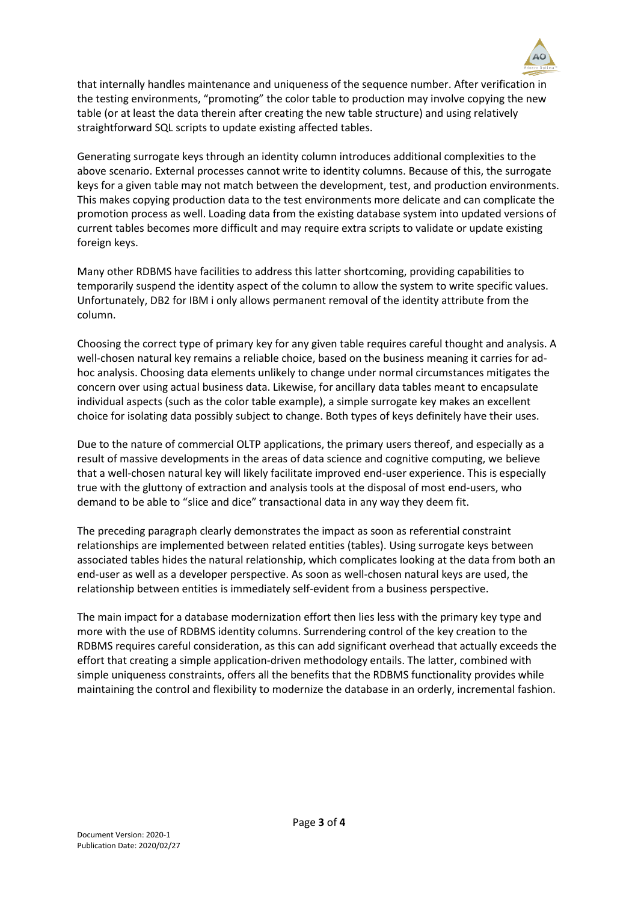that internally handles maintenance and uniqueness of the sequence number. After verification in the testing environments, "promoting" the color table to production may involve copying the new table (or at least the data therein after creating the new table structure) and using relatively straightforward SQL scripts to update existing affected tables.

Generating surrogate keys through an identity column introduces additional complexities to the above scenario. External processes cannot write to identity columns. Because of this, the surrogate keys for a given table may not match between the development, test, and production environments. This makes copying production data to the test environments more delicate and can complicate the promotion process as well. Loading data from the existing database system into updated versions of current tables becomes more difficult and may require extra scripts to validate or update existing foreign keys.

Many other RDBMS have facilities to address this latter shortcoming, providing capabilities to temporarily suspend the identity aspect of the column to allow the system to write specific values. Unfortunately, DB2 for IBM i only allows permanent removal of the identity attribute from the column.

Choosing the correct type of primary key for any given table requires careful thought and analysis. A well-chosen natural key remains a reliable choice, based on the business meaning it carries for ad-hoc analysis. Choosing data elements unlikely to change under normal circumstances mitigates the concern over using actual business data. Likewise, for ancillary data tables meant to encapsulate individual aspects (such as the color table example), a simple surrogate key makes an excellent choice for isolating data possibly subject to change. Both types of keys definitely have their uses.

Due to the nature of commercial OLTP applications, the primary users thereof, and especially as a result of massive developments in the areas of data science and cognitive computing, we believe that a well-chosen natural key will likely facilitate improved end-user experience. This is especially true with the gluttony of extraction and analysis tools at the disposal of most end-users, who demand to be able to "slice and dice" transactional data in any way they deem fit.

The preceding paragraph clearly demonstrates the impact as soon as referential constraint relationships are implemented between related entities (tables). Using surrogate keys between associated tables hides the natural relationship, which complicates looking at the data from both an end-user as well as a developer perspective. As soon as well-chosen natural keys are used, the relationship between entities is immediately self-evident from a business perspective.

The main impact for a database modernization effort then lies less with the primary key type and more with the use of RDBMS identity columns. Surrendering control of the key creation to the RDBMS requires careful consideration, as this can add significant overhead that actually exceeds the effort that creating a simple application-driven methodology entails. The latter, combined with simple uniqueness constraints, offers all the benefits that the RDBMS functionality provides while maintaining the control and flexibility to modernize the database in an orderly, incremental fashion.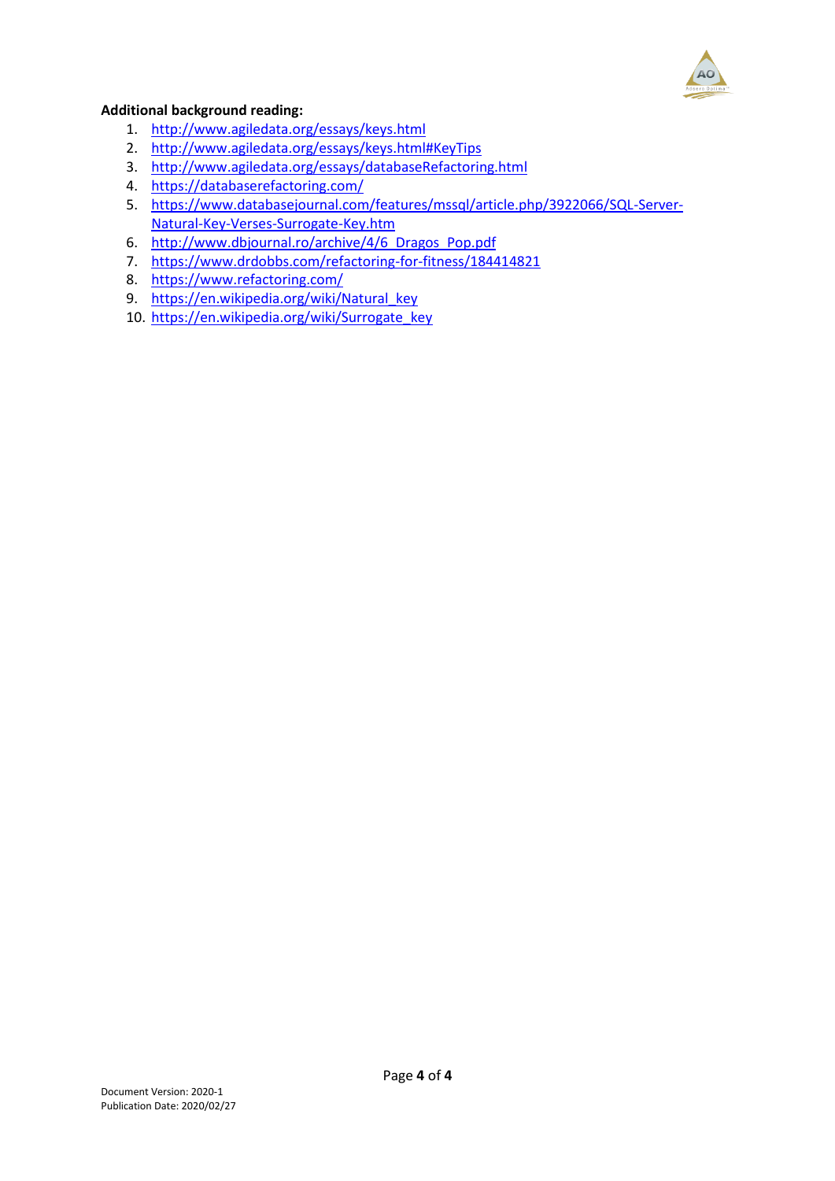**Additional background reading:**

1. http://www.agiledata.org/essays/keys.html
2. http://www.agiledata.org/essays/keys.html#KeyTips
3. http://www.agiledata.org/essays/databaseRefactoring.html
4. https://databaserefactoring.com/
5. https://www.databasejournal.com/features/mssql/article.php/3922066/SQL-Server-Natural-Key-Verses-Surrogate-Key.htm
6. http://www.dbjournal.ro/archive/4/6_Dragos_Pop.pdf
7. https://www.drdobbs.com/refactoring-for-fitness/184414821
8. https://www.refactoring.com/
9. https://en.wikipedia.org/wiki/Natural_key
10. https://en.wikipedia.org/wiki/Surrogate_key

Document Version: 2020-1
Publication Date: 2020/02/27